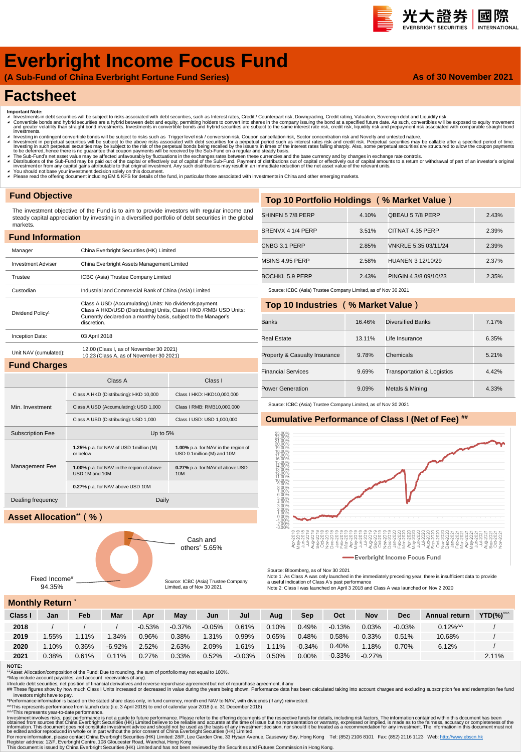光大證券 國際 EVERBRIGHT SECURITIES INTERNATIONAL

# Everbright Income Focus Fund

**(A Sub-Fund of China Everbright Fortune Fund Series)**

**As of 30 November 2021**

# Factsheet

**Important Note:**

- Investments in debt securities will be subject to risks associated with debt securities, such as Interest rates, Credit / Counterpart risk, Downgrading, Credit rating, Valuation, Sovereign debt and Liquidity risk.
- Convertible bonds and hybrid securities are a hybrid between debt and equity, permitting holders to convert into shares in the company issuing the bond at a specified future date. As such, convertibles will be exposed to equity movement and greater volatility than straight bond investments. Investments in convertible bonds and hybrid securities are subject to the same interest rate risk, credit risk, liquidity risk and prepayment risk associated with comparable straight bond investments.
- Investing in contingent convertible bonds will be subject to risks such as Trigger level risk / conversion risk, Coupon cancellation risk, Sector concentration risk and Novelty and untested nature.
- Investment in perpetual securities will be subject to the above risks associated with debt securities for a perpetual period such as interest rates risk and credit risk. Perpetual securities may be callable after a specified period of time. Investing in such perpetual securities may be subject to the risk of the perpetual bonds being recalled by the issuers in times of the interest rates falling sharply. Also, some perpetual securities are structured to allow the coupon payments to be deferred, hence there is no guarantee that coupon payments will be received by the Sub-Fund on a regular and steady basis.
- The Sub-Fund's net asset value may be affected unfavourably by fluctuations in the exchanges rates between these currencies and the base currency and by changes in exchange rate controls.
- Distributions of the Sub-Fund may be paid out of the capital or effectively out of capital of the Sub-Fund. Payment of distributions out of capital or effectively out of capital amounts to a return or withdrawal of part of an investor's original investment or from any capital gains attributable to that original investment. Any such distributions may result in an immediate reduction of the net asset value of the relevant units.
- You should not base your investment decision solely on this document.
- Please read the offering document including EM & KFS for details of the fund, in particular those associated with investments in China and other emerging markets.

## Fund Objective

The investment objective of the Fund is to aim to provide investors with regular income and steady capital appreciation by investing in a diversified portfolio of debt securities in the global markets.

## Fund Information

| | |
|---|---|
| Manager | China Everbright Securities (HK) Limited |
| Investment Adviser | China Everbright Assets Management Limited |
| Trustee | ICBC (Asia) Trustee Company Limited |
| Custodian | Industrial and Commercial Bank of China (Asia) Limited |
| Dividend Policy[1] | Class A USD (Accumulating) Units: No dividends payment. Class A HKD/USD (Distributing) Units, Class I HKD /RMB/ USD Units: Currently declared on a monthly basis, subject to the Manager's discretion. |
| Inception Date: | 03 April 2018 |
| Unit NAV (cumulated): | 12.00 (Class I, as of November 30 2021) 10.23 (Class A, as of November 30 2021) |

## Fund Charges

| | Class A | Class I |
|---|---|---|
| Min. Investment | Class A HKD (Distributing): HKD 10,000 | Class I HKD: HKD10,000,000 |
| | Class A USD (Accumulating): USD 1,000 | Class I RMB: RMB10,000,000 |
| | Class A USD (Distributing): USD 1,000 | Class I USD: USD 1,000,000 |
| Subscription Fee | Up to 5% | |
| Management Fee | **1.25%** p.a. for NAV of USD 1million (M) or below | **1.00%** p.a. for NAV in the region of USD 0.1million (M) and 10M |
| | **1.00%** p.a. for NAV in the region of above USD 1M and 10M | **0.27%** p.a. for NAV of above USD 10M |
| | **0.27%** p.a. for NAV above USD 10M | |
| Dealing frequency | Daily | |

## Asset Allocation** ( % )

| | |
|---|---|
| Fixed Income# | 94.35% |
| Cash and others^ | 5.65% |

Source: ICBC (Asia) Trustee Company Limited, as of Nov 30 2021

## Top 10 Portfolio Holdings ( % Market Value )

| | | | |
|---|---|---|---|
| SHINFN 5 7/8 PERP | 4.10% | QBEAU 5 7/8 PERP | 2.43% |
| SRENVX 4 1/4 PERP | 3.51% | CITNAT 4.35 PERP | 2.39% |
| CNBG 3.1 PERP | 2.85% | VNKRLE 5.35 03/11/24 | 2.39% |
| MSINS 4.95 PERP | 2.58% | HUANEN 3 12/10/29 | 2.37% |
| BOCHKL 5.9 PERP | 2.43% | PINGIN 4 3/8 09/10/23 | 2.35% |

Source: ICBC (Asia) Trustee Company Limited, as of Nov 30 2021

## Top 10 Industries ( % Market Value )

| | | | |
|---|---|---|---|
| Banks | 16.46% | Diversified Banks | 7.17% |
| Real Estate | 13.11% | Life Insurance | 6.35% |
| Property & Casualty Insurance | 9.78% | Chemicals | 5.21% |
| Financial Services | 9.69% | Transportation & Logistics | 4.42% |
| Power Generation | 9.09% | Metals & Mining | 4.33% |

Source: ICBC (Asia) Trustee Company Limited, as of Nov 30 2021

## Cumulative Performance of Class I (Net of Fee) ##

—Everbright Income Focus Fund

Source: Bloomberg, as of Nov 30 2021

Note 1: As Class A was only launched in the immediately preceding year, there is insufficient data to provide a useful indication of Class A's past performance

Note 2: Class I was launched on April 3 2018 and Class A was launched on Nov 2 2020

## Monthly Return *

| Class I | Jan | Feb | Mar | Apr | May | Jun | Jul | Aug | Sep | Oct | Nov | Dec | Annual return | YTD(%)^^^ |
|---|---|---|---|---|---|---|---|---|---|---|---|---|---|---|
| **2018** | / | / | / | -0.53% | -0.37% | -0.05% | 0.61% | 0.10% | 0.49% | -0.13% | 0.03% | -0.03% | 0.12%^^ | / |
| **2019** | 1.55% | 1.11% | 1.34% | 0.96% | 0.38% | 1.31% | 0.99% | 0.65% | 0.48% | 0.58% | 0.33% | 0.51% | 10.68% | / |
| **2020** | 1.10% | 0.36% | -6.92% | 2.52% | 2.63% | 2.09% | 1.61% | 1.11% | -0.34% | 0.40% | 1.18% | 0.70% | 6.12% | / |
| **2021** | 0.38% | 0.61% | 0.11% | 0.27% | 0.33% | 0.52% | -0.03% | 0.50% | 0.00% | -0.33% | -0.27% | | | 2.11% |

**NOTE:**

**Asset Allocation/composition of the Fund: Due to rounding, the sum of portfolio may not equal to 100%.

^May include account payables, and account receivables (if any).

#Include debt securities, net position of financial derivatives and reverse repurchase agreement but net of repurchase agreement, if any

## These figures show by how much Class I Units increased or decreased in value during the years being shown. Performance data has been calculated taking into account charges and excluding subscription fee and redemption fee fund investors might have to pay.

*Performance information is based on the stated share class only, in fund currency, month end NAV to NAV, with dividends (if any) reinvested.

^^This represents performance from launch date (i.e. 3 April 2018) to end of calendar year 2018 (i.e. 31 December 2018)

^^^This represents year-to-date performance.

Investment involves risks, past performance is not a guide to future performance. Please refer to the offering documents of the respective funds for details, including risk factors. The information contained within this document has been obtained from sources that China Everbright Securities (HK) Limited believe to be reliable and accurate at the time of issue but no representation or warranty, expressed or implied, is made as to the fairness, accuracy or completeness of the information. This document does not constitute investment advice and should not be used as the basis of any investment decision, nor should it be treated as a recommendation for any investment. The information in this document must not be edited and/or reproduced in whole or in part without the prior consent of China Everbright Securities (HK) Limited.

For more information, please contact China Everbright Securities (HK) Limited: 28/F, Lee Garden One, 33 Hysan Avenue, Causeway Bay, Hong Kong Tel: (852) 2106 8101 Fax: (852) 2116 1123 Web: http://www.ebscn.hk

Register address: 12/F, Everbright Centre, 108 Gloucester Road, Wanchai, Hong Kong

This document is issued by China Everbright Securities (HK) Limited and has not been reviewed by the Securities and Futures Commission in Hong Kong.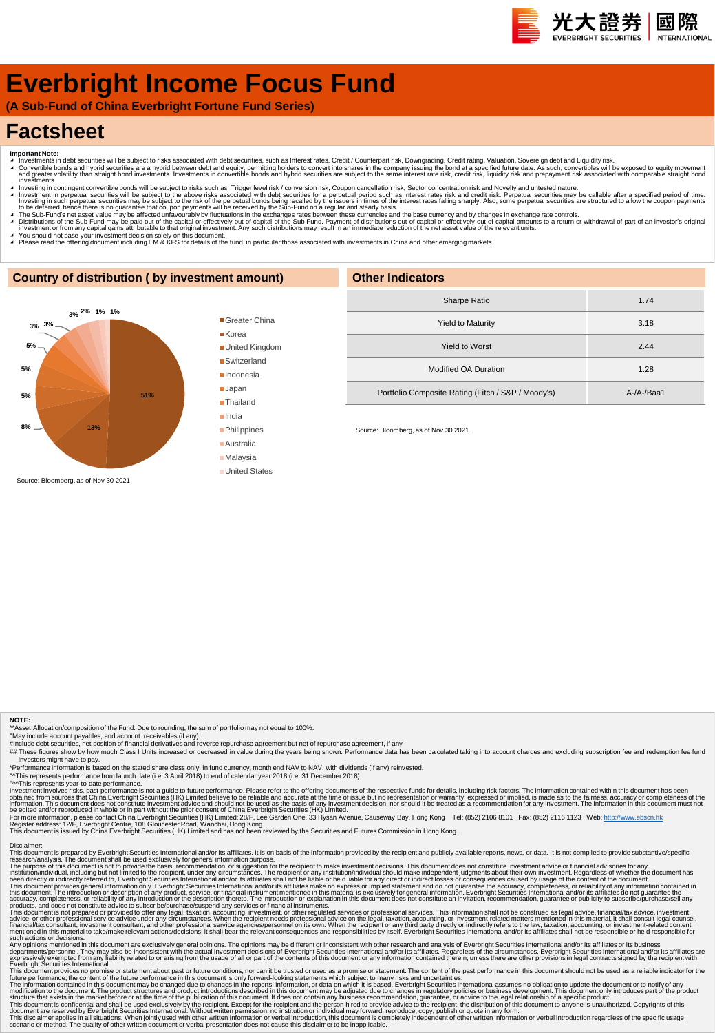# Everbright Income Focus Fund

**(A Sub-Fund of China Everbright Fortune Fund Series)**

# Factsheet

**Important Note:**

- Investments in debt securities will be subject to risks associated with debt securities, such as Interest rates, Credit / Counterpart risk, Downgrading, Credit rating, Valuation, Sovereign debt and Liquidity risk.
- Convertible bonds and hybrid securities are a hybrid between debt and equity, permitting holders to convert into shares in the company issuing the bond at a specified future date. As such, convertibles will be exposed to equity movement and greater volatility than straight bond investments. Investments in convertible bonds and hybrid securities are subject to the same interest rate risk, credit risk, liquidity risk and prepayment risk associated with comparable straight bond investments.
- Investing in contingent convertible bonds will be subject to risks such as Trigger level risk / conversion risk, Coupon cancellation risk, Sector concentration risk and Novelty and untested nature.
- Investment in perpetual securities will be subject to the above risks associated with debt securities for a perpetual period such as interest rates risk and credit risk. Perpetual securities may be callable after a specified period of time. Investing in such perpetual securities may be subject to the risk of the perpetual bonds being recalled by the issuers in times of the interest rates falling sharply. Also, some perpetual securities are structured to allow the coupon payments to be deferred, hence there is no guarantee that coupon payments will be received by the Sub-Fund on a regular and steady basis.
- The Sub-Fund's net asset value may be affected unfavourably by fluctuations in the exchanges rates between these currencies and the base currency and by changes in exchange rate controls.
- Distributions of the Sub-Fund may be paid out of the capital or effectively out of capital of the Sub-Fund. Payment of distributions out of capital or effectively out of capital amounts to a return or withdrawal of part of an investor's original investment or from any capital gains attributable to that original investment. Any such distributions may result in an immediate reduction of the net asset value of the relevant units.
- You should not base your investment decision solely on this document.
- Please read the offering document including EM & KFS for details of the fund, in particular those associated with investments in China and other emerging markets.

## Country of distribution ( by investment amount)

| Country | % |
|---|---|
| Greater China | 51% |
| Korea | 13% |
| United Kingdom | 8% |
| Switzerland | 5% |
| Indonesia | 5% |
| Japan | 5% |
| Thailand | 3% |
| India | 3% |
| Philippines | 3% |
| Australia | 2% |
| Malaysia | 1% |
| United States | 1% |

Source: Bloomberg, as of Nov 30 2021

## Other Indicators

| Indicator | Value |
|---|---|
| Sharpe Ratio | 1.74 |
| Yield to Maturity | 3.18 |
| Yield to Worst | 2.44 |
| Modified OA Duration | 1.28 |
| Portfolio Composite Rating (Fitch / S&P / Moody's) | A-/A-/Baa1 |

Source: Bloomberg, as of Nov 30 2021

**NOTE:**

**Asset Allocation/composition of the Fund: Due to rounding, the sum of portfolio may not equal to 100%.

^May include account payables, and account receivables (if any).

#Include debt securities, net position of financial derivatives and reverse repurchase agreement but net of repurchase agreement, if any

## These figures show by how much Class I Units increased or decreased in value during the years being shown. Performance data has been calculated taking into account charges and excluding subscription fee and redemption fee fund investors might have to pay.

*Performance information is based on the stated share class only, in fund currency, month end NAV to NAV, with dividends (if any) reinvested.

^^This represents performance from launch date (i.e. 3 April 2018) to end of calendar year 2018 (i.e. 31 December 2018)

^^^This represents year-to-date performance.

Investment involves risks, past performance is not a guide to future performance. Please refer to the offering documents of the respective funds for details, including risk factors. The information contained within this document has been obtained from sources that China Everbright Securities (HK) Limited believe to be reliable and accurate at the time of issue but no representation or warranty, expressed or implied, is made as to the fairness, accuracy or completeness of the information. This document does not constitute investment advice and should not be used as the basis of any investment decision, nor should it be treated as a recommendation for any investment. The information in this document must not be edited and/or reproduced in whole or in part without the prior consent of China Everbright Securities (HK) Limited.

For more information, please contact China Everbright Securities (HK) Limited: 28/F, Lee Garden One, 33 Hysan Avenue, Causeway Bay, Hong Kong Tel: (852) 2106 8101 Fax: (852) 2116 1123 Web: http://www.ebscn.hk

Register address: 12/F, Everbright Centre, 108 Gloucester Road, Wanchai, Hong Kong

This document is issued by China Everbright Securities (HK) Limited and has not been reviewed by the Securities and Futures Commission in Hong Kong.

Disclaimer:

This document is prepared by Everbright Securities International and/or its affiliates. It is on basis of the information provided by the recipient and publicly available reports, news, or data. It is not compiled to provide substantive/specific research/analysis. The document shall be used exclusively for general information purpose.

The purpose of this document is not to provide the basis, recommendation, or suggestion for the recipient to make investment decisions. This document does not constitute investment advice or financial advisories for any institution/individual, including but not limited to the recipient, under any circumstances. The recipient or any institution/individual should make independent judgments about their own investment. Regardless of whether the document has been directly or indirectly referred to, Everbright Securities International and/or its affiliates shall not be liable or held liable for any direct or indirect losses or consequences caused by usage of the content of the document.

This document provides general information only. Everbright Securities International and/or its affiliates make no express or implied statement and do not guarantee the accuracy, completeness, or reliability of any information contained in this document. The introduction or description of any product, service, or financial instrument mentioned in this material is exclusively for general information. Everbright Securities International and/or its affiliates do not guarantee the accuracy, completeness, or reliability of any introduction or the description thereto. The introduction or explanation in this document does not constitute an invitation, recommendation, guarantee or publicity to subscribe/purchase/sell any products, and does not constitute advice to subscribe/purchase/suspend any services or financial instruments.

This document is not prepared or provided to offer any legal, taxation, accounting, investment, or other regulated services or professional services. This information shall not be construed as legal advice, financial/tax advice, investment advice, or other professional service advice under any circumstances. When the recipient needs professional advice on the legal, taxation, accounting, or investment-related matters mentioned in this material, it shall consult legal counsel, financial/tax consultant, investment consultant, and other professional service agencies/personnel on its own. When the recipient or any third party directly or indirectly refers to the law, taxation, accounting, or investment-related content mentioned in this material to take/make relevant actions/decisions, it shall bear the relevant consequences and responsibilities by itself. Everbright Securities International and/or its affiliates shall not be responsible or held responsible for such actions or decisions.

Any opinions mentioned in this document are exclusively general opinions. The opinions may be different or inconsistent with other research and analysis of Everbright Securities International and/or its affiliates or its business departments/personnel. They may also be inconsistent with the actual investment decisions of Everbright Securities International and/or its affiliates. Regardless of the circumstances, Everbright Securities International and/or its affiliates are expressively exempted from any liability related to or arising from the usage of all or part of the contents of this document or any information contained therein, unless there are other provisions in legal contracts signed by the recipient with Everbright Securities International.

This document provides no promise or statement about past or future conditions, nor can it be trusted or used as a promise or statement. The content of the past performance in this document should not be used as a reliable indicator for the future performance; the content of the future performance in this document is only forward-looking statements which subject to many risks and uncertainties.

The information contained in this document may be changed due to changes in the reports, information, or data on which it is based. Everbright Securities International assumes no obligation to update the document or to notify of any modification to the document. The product structures and product introductions described in this document may be adjusted due to changes in regulatory policies or business development. This document only introduces part of the product structure that exists in the market before or at the time of the publication of this document. It does not contain any business recommendation, guarantee, or advice to the legal relationship of a specific product.

This document is confidential and shall be used exclusively by the recipient. Except for the recipient and the person hired to provide advice to the recipient, the distribution of this document to anyone is unauthorized. Copyrights of this document are reserved by Everbright Securities International. Without written permission, no institution or individual may forward, reproduce, copy, publish or quote in any form.

This disclaimer applies in all situations. When jointly used with other written information or verbal introduction, this document is completely independent of other written information or verbal introduction regardless of the specific usage scenario or method. The quality of other written document or verbal presentation does not cause this disclaimer to be inapplicable.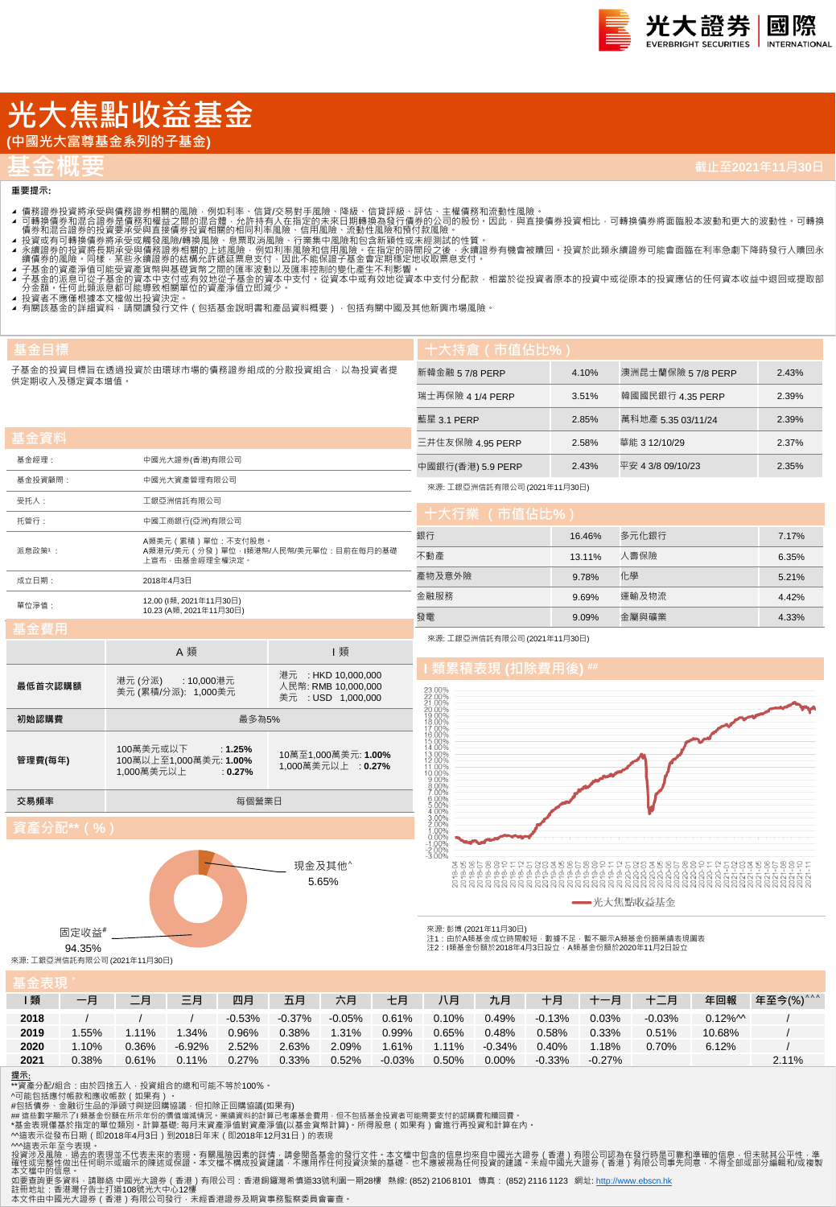# 光大焦點收益基金

**(中國光大富尊基金系列的子基金)**

## 基金概要

截止至2021年11月30日

**重要提示:**

- 債務證券投資將承受與債務證券相關的風險，例如利率、信貸/交易對手風險、降級、信貸評級、評估、主權債務和流動性風險。
- 可轉換債券和混合證券是債務和權益之間的混合體，允許持有人在指定的未來日期轉換為發行債務的公司的股份。因此，與直接債務投資相比，可轉換債券將面臨股本波動和更大的波動性。可轉換債券和混合證券的投資要承受與直接債券投資相關的相同利率風險、信用風險、流動性風險和預付款風險。
- 投資或有可轉換債券將承受或觸發風險/轉換風險、息票取消風險、行業集中風險和包含新穎性或未經測試的性質。
- 永續證券的投資將長期承受與債務證券相關的上述風險，例如利率風險和信用風險。在指定的時間段之後，永續證券有機會被贖回。投資於此類永續證券可能會面臨在利率急劇下降時發行人贖回永續債券的風險。同樣，某些永續證券的結構允許遞延票息支付，因此不能保證子基金會定期穩定地收取票息支付。
- 子基金的資產淨值可能受貨幣資產與基礎貨幣之間的匯率波動以及匯率控制的變化產生不利影響。
- 子基金的派息可從子基金的資本中支付或有效地從子基金的資本中支付。從資本中或有效地從資本中支付分配款，相當於從投資者原本的投資中或從原本的投資應佔的任何資本收益中退回或提取部分金額。任何此類派息都可能導致相關單位的資產淨值立即減少。
- 投資者不應僅根據本文檔做出投資決定。
- 有關該基金的詳細資料，請閱讀發行文件（包括基金說明書和產品資料概要），包括有關中國及其他新興市場風險。

## 基金目標

子基金的投資目標旨在透過投資於由環球市場的債務證券組成的分散投資組合，以為投資者提供定期收入及穩定資本增值。

## 基金資料

| | |
|---|---|
| 基金經理： | 中國光大證券(香港)有限公司 |
| 基金投資顧問： | 中國光大資產管理有限公司 |
| 受托人： | 工銀亞洲信託有限公司 |
| 托管行： | 中國工商銀行(亞洲)有限公司 |
| 派息政策¹： | A類美元（累積）單位：不支付股息。<br>A類港元/美元（分發）單位，I類港幣/人民幣/美元單位：目前在每月的基礎上宣布，由基金經理全權決定。 |
| 成立日期： | 2018年4月3日 |
| 單位淨值： | 12.00 (I類, 2021年11月30日)<br>10.23 (A類, 2021年11月30日) |

## 基金費用

| | A 類 | I 類 |
|---|---|---|
| **最低首次認購額** | 港元 (分派) : 10,000港元<br>美元 (累積/分派): 1,000美元 | 港元 : HKD 10,000,000<br>人民幣: RMB 10,000,000<br>美元 : USD 1,000,000 |
| **初始認購費** | 最多為5% | |
| **管理費(每年)** | 100萬美元或以下 : **1.25%**<br>100萬以上至1,000萬美元: **1.00%**<br>1,000萬美元以上 : **0.27%** | 10萬至1,000萬美元: **1.00%**<br>1,000萬美元以上 : **0.27%** |
| **交易頻率** | 每個營業日 | |

## 資產分配**（%）

現金及其他^ 5.65%

固定收益# 94.35%

來源: 工銀亞洲信託有限公司 (2021年11月30日)

## 十大持倉（市值佔比%）

| | | | |
|---|---|---|---|
| 新韓金融 5 7/8 PERP | 4.10% | 澳洲昆士蘭保險 5 7/8 PERP | 2.43% |
| 瑞士再保險 4 1/4 PERP | 3.51% | 韓國國民銀行 4.35 PERP | 2.39% |
| 藍星 3.1 PERP | 2.85% | 萬科地產 5.35 03/11/24 | 2.39% |
| 三井住友保險 4.95 PERP | 2.58% | 華能 3 12/10/29 | 2.37% |
| 中國銀行(香港) 5.9 PERP | 2.43% | 平安 4 3/8 09/10/23 | 2.35% |

來源: 工銀亞洲信託有限公司 (2021年11月30日)

## 十大行業（市值佔比%）

| | | | |
|---|---|---|---|
| 銀行 | 16.46% | 多元化銀行 | 7.17% |
| 不動產 | 13.11% | 人壽保險 | 6.35% |
| 產物及意外險 | 9.78% | 化學 | 5.21% |
| 金融服務 | 9.69% | 運輸及物流 | 4.42% |
| 發電 | 9.09% | 金屬與礦業 | 4.33% |

來源: 工銀亞洲信託有限公司 (2021年11月30日)

## I 類累積表現 (扣除費用後) ##

—光大焦點收益基金

來源: 彭博 (2021年11月30日)
注1：由於A類基金成立時間較短，數據不足，暫不顯示A類基金份額業績表現圖表
注2：I類基金份額於2018年4月3日設立，A類基金份額於2020年11月2日設立

## 基金表現*

| I 類 | 一月 | 二月 | 三月 | 四月 | 五月 | 六月 | 七月 | 八月 | 九月 | 十月 | 十一月 | 十二月 | 年回報 | 年至今(%)^^^ |
|---|---|---|---|---|---|---|---|---|---|---|---|---|---|---|
| 2018 | / | / | / | -0.53% | -0.37% | -0.05% | 0.61% | 0.10% | 0.49% | -0.13% | 0.03% | -0.03% | 0.12%^^ | / |
| 2019 | 1.55% | 1.11% | 1.34% | 0.96% | 0.38% | 1.31% | 0.99% | 0.65% | 0.48% | 0.58% | 0.33% | 0.51% | 10.68% | / |
| 2020 | 1.10% | 0.36% | -6.92% | 2.52% | 2.63% | 2.09% | 1.61% | 1.11% | -0.34% | 0.40% | 1.18% | 0.70% | 6.12% | / |
| 2021 | 0.38% | 0.61% | 0.11% | 0.27% | 0.33% | 0.52% | -0.03% | 0.50% | 0.00% | -0.33% | -0.27% | | | 2.11% |

**提示:**

**資產分配/組合：由於四捨五入，投資組合的總和可能不等於100%。
^可能包括應付帳款和應收帳款（如果有）。
#包括債券、金融衍生品的淨頭寸與逆回購協議，但扣除正回購協議(如果有)
## 這些數字顯示了I類基金份額在所示年份的價值增減情況。業績資料的計算已考慮基金費用，但不包括基金投資者可能需要支付的認購費和贖回費。
*基金表現僅基於指定的單位類別，計算基礎: 每月末資產淨值對資產淨值(以基金貨幣計算)。所得股息（如果有）會進行再投資計算在內。
^^這表示從發行日期（即2018年4月3日）到2018年年末（即2018年12月31日）的表現
^^^這表示年至今表現。

投資涉及風險，過去的表現並不代表未來的表現。有關風險因素的詳情，請參閱各基金的發行文件。本文檔中包含的信息均來自中國光大證券（香港）有限公司認為在發行時是可靠和準確的信息，但未就其公平性、準確性或完整性做出任何明示或暗示的陳述或保證。本文檔不構成投資建議，不應用作任何投資決策的基礎，也不應被視為任何投資的建議。未經中國光大證券（香港）有限公司事先同意，不得全部或部分編輯和/或複製本文檔中的信息。
如要查詢更多資料，請聯絡 中國光大證券（香港）有限公司：香港銅鑼灣希慎道33號利園一期28樓 熱線: (852) 2106 8101 傳真： (852) 2116 1123 網址: http://www.ebscn.hk
註冊地址：香港灣仔告士打道108號光大中心12樓
本文件由中國光大證券（香港）有限公司發行，未經香港證券及期貨事務監察委員會審查。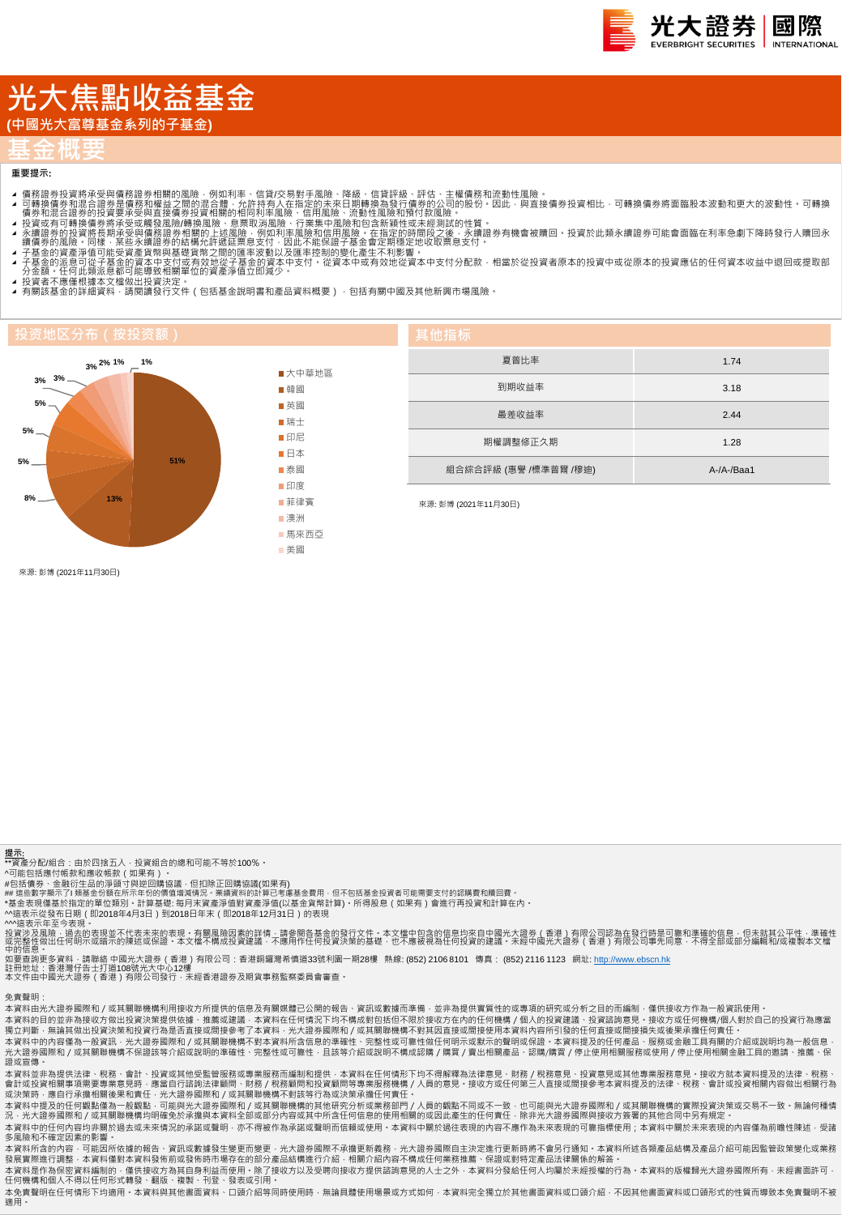# 光大焦點收益基金

**(中國光大富尊基金系列的子基金)**

## 基金概要

**重要提示:**

- 債務證券投資將承受與債務證券相關的風險，例如利率、信貸/交易對手風險、降級、信貸評級、評估、主權債務和流動性風險。
- 可轉換債券和混合證券是債務和權益之間的混合體，允許持有人在指定的未來日期轉換為發行債券的公司的股份。因此，與直接債務投資相比，可轉換債券將面臨股本波動和更大的波動性。可轉換債券和混合證券的投資要承受與直接債券投資相關的相同利率風險、信用風險、流動性風險和預付款風險。
- 投資或有可轉換債券將承受或觸發風險/轉換風險、息票取消風險、行業集中風險和包含新穎性或未經測試的性質。
- 永續證券的投資將長期承受與債務證券相關的上述風險，例如利率風險和信用風險。在指定的時間段之後，永續證券有機會被贖回。投資於此類永續證券可能會面臨在利率急劇下降時發行人贖回永續債券的風險。同樣，某些永續證券的結構允許遞延票息支付，因此不能保證子基金會定期穩定地收取票息支付。
- 子基金的資產淨值可能受貨幣與基礎貨幣之間的匯率波動以及匯率控制的變化產生不利影響。
- 子基金的派息可從子基金的資本中支付或有效地從子基金的資本中支付。從資本中或有效地從資本中支付分配款，相當於從投資者原本的投資中或從原本的投資應佔的任何資本收益中退回或提取部分金額。任何此類派息都可能導致相關單位的資產淨值立即減少。
- 投資者不應僅根據本文檔做出投資決定。
- 有關該基金的詳細資料，請閱讀發行文件（包括基金說明書和產品資料概要），包括有關中國及其他新興市場風險。

## 投資地區分佈（按投資額）

51%
13%
8%
5%
5%
5%
3%
3%
3%
2%
1%
1%

大中華地區
韓國
英國
瑞士
印尼
日本
泰國
印度
菲律賓
澳洲
馬來西亞
美國

來源: 彭博 (2021年11月30日)

## 其他指標

| | |
|---|---|
| 夏普比率 | 1.74 |
| 到期收益率 | 3.18 |
| 最差收益率 | 2.44 |
| 期權調整修正久期 | 1.28 |
| 組合綜合評級 (惠譽 /標準普爾 /穆迪) | A-/A-/Baa1 |

來源: 彭博 (2021年11月30日)

**提示:**

**資產分配/組合：由於四捨五入，投資組合的總和可能不等於100%。
^可能包括應付帳款和應收帳款（如果有）。
#包括債券、金融衍生品的淨頭寸與逆回購協議，但扣除正回購協議(如果有)
## 這些數字顯示了1類基金份額在所示年份的價值增減情況。業績資料的計算已考慮基金費用，但不包括基金投資者可能需要支付的認購費和贖回費。
*基金表現僅基於指定的單位類別。計算基礎: 每月末資產淨值對資產淨值(以基金貨幣計算)。所得股息（如果有）會進行再投資和計算在內。
^^這表示從發布日期（即2018年4月3日）到2018日年末（即2018年12月31日）的表現
^^^這表示年至今表現。
投資涉及風險。過去的表現並不代表未來的表現。有關風險因素的詳情，請參閱各基金的發行文件。本文檔中包含的信息均來自中國光大證券（香港）有限公司認為在發行時是可靠和準確的信息，但未就其公平性，準確性或完整性做出任何明示或暗示的陳述或保證。本文檔不構成投資建議，不應用作任何投資決策的基礎，也不應被視為任何投資的建議。未經中國光大證券（香港）有限公司事先同意，不得全部或部分編輯和/或複製本文檔中的信息。
如要查詢更多資料，請聯絡 中國光大證券（香港）有限公司：香港銅鑼灣希慎道33號利園一期28樓 熱線: (852) 2106 8101 傳真：(852) 2116 1123 網址: http://www.ebscn.hk
註冊地址：香港灣仔告士打道108號光大中心12樓
本文件由中國光大證券（香港）有限公司發行，未經香港證券及期貨事務監察委員會審查。

免責聲明：

本資料由光大證券國際和 / 或其關聯機構利用接收方所提供的信息及有關媒體已公開的報告、資訊或數據而準備，並非為提供實質性的或專項的研究或分析之目的而編制，僅供接收方作為一般資訊使用。
本資料的目的並非為接收方做出投資決策提供依據、推薦或建議。本資料在任何情況下均不構成對包括但不限於接收方在內的任何機構 / 個人的投資建議、投資諮詢意見。接收方或任何機構/個人對於自己的投資行為應當獨立判斷；無論其做出投資決策和投資行為是否直接或間接參考了本資料，光大證券國際和 / 或其關聯機構不對其因直接或間接使用本資料內容所引發的任何直接或間接損失或後果承擔任何責任。
本資料中的內容僅為一般資訊，光大證券國際和 / 或其關聯機構不對本資料所含信息的準確性、完整性或可靠性做任何明示或默示的聲明或保證。本資料提及的任何產品、服務或金融工具有關的介紹或說明均為一般信息，光大證券國際和 / 或其關聯機構不保證該等介紹或說明的準確性、完整性或可靠性，且該等介紹或說明不構成認購 / 購買 / 賣出相關產品、認購/購買 / 停止使用相關服務或使用 / 停止使用相關金融工具的邀請、推薦、保證或宣傳。
本資料並非為提供法律、稅務、會計、投資或其他受監管服務或專業服務而編制和提供。本資料在任何情形下均不得解釋為法律意見、財務 / 稅務意見、投資意見或其他專業服務意見。接收方就本資料提及的法律、稅務、會計或投資相關事項需要專業意見時，應當自行諮詢法律顧問、財務 / 稅務顧問和投資顧問等專業服務機構 / 人員的意見。接收方或任何第三人直接或間接參考本資料提及的法律、稅務、會計或投資相關內容做出相關行為或決策時，應自行承擔相關後果和責任，光大證券國際和 / 或其關聯機構不對該等行為或決策承擔任何責任。
本資料中提及的任何觀點僅為一般觀點，可能與光大證券國際和 / 或其關聯機構的其他研究分析或業務部門 / 人員的觀點不同或不一致，也可能與光大證券國際和 / 或其關聯機構的實際投資決策或交易不一致。無論何種情況，光大證券國際和 / 或其關聯機構均明確免於承擔與本資料全部或部分內容或其中所含任何信息的使用相關的或由此產生的任何責任，除非光大證券國際與接收方簽署的其他合同中另有規定。
本資料中的任何內容均不構成對於過去或未來情況的承諾或聲明，亦不得被作為承諾或聲明而信賴或使用。本資料中關於過往表現的內容不應作為未來表現的可靠指標使用；本資料中關於未來表現的內容僅為前瞻性陳述，受諸多風險和不確定因素的影響。
本資料所含的內容，可能因所依據的報告、資訊或數據發生變更而變更，光大證券國際不承擔更新義務。光大證券國際自主決定進行更新時將不會另行通知。本資料所述各類產品結構及產品介紹可能因監管政策變化或業務發展實際進行調整，本資料僅對本資料發佈前或發佈時市場存在的部分產品結構進行介紹，相關介紹內容不構成任何業務推薦、保證或對特定產品作出關係的解答。
本資料是作為保密資料編制的，僅供接收方為其自身利益而使用。除了接收方以及受聘向接收方提供諮詢意見的人士之外，本資料分發給任何人均屬於未經授權的行為。本資料的版權歸光大證券國際所有，未經書面許可，任何機構和個人不得以任何形式轉發、翻版、複製、刊登、發表或引用。
本免責聲明在任何情形下均適用。本資料與其他書面資料、口頭介紹等同時使用時，無論具體使用場景或方式如何，本資料完全獨立於其他書面資料或口頭介紹，不因其他書面資料或口頭形式的性質而導致本免責聲明不被適用。